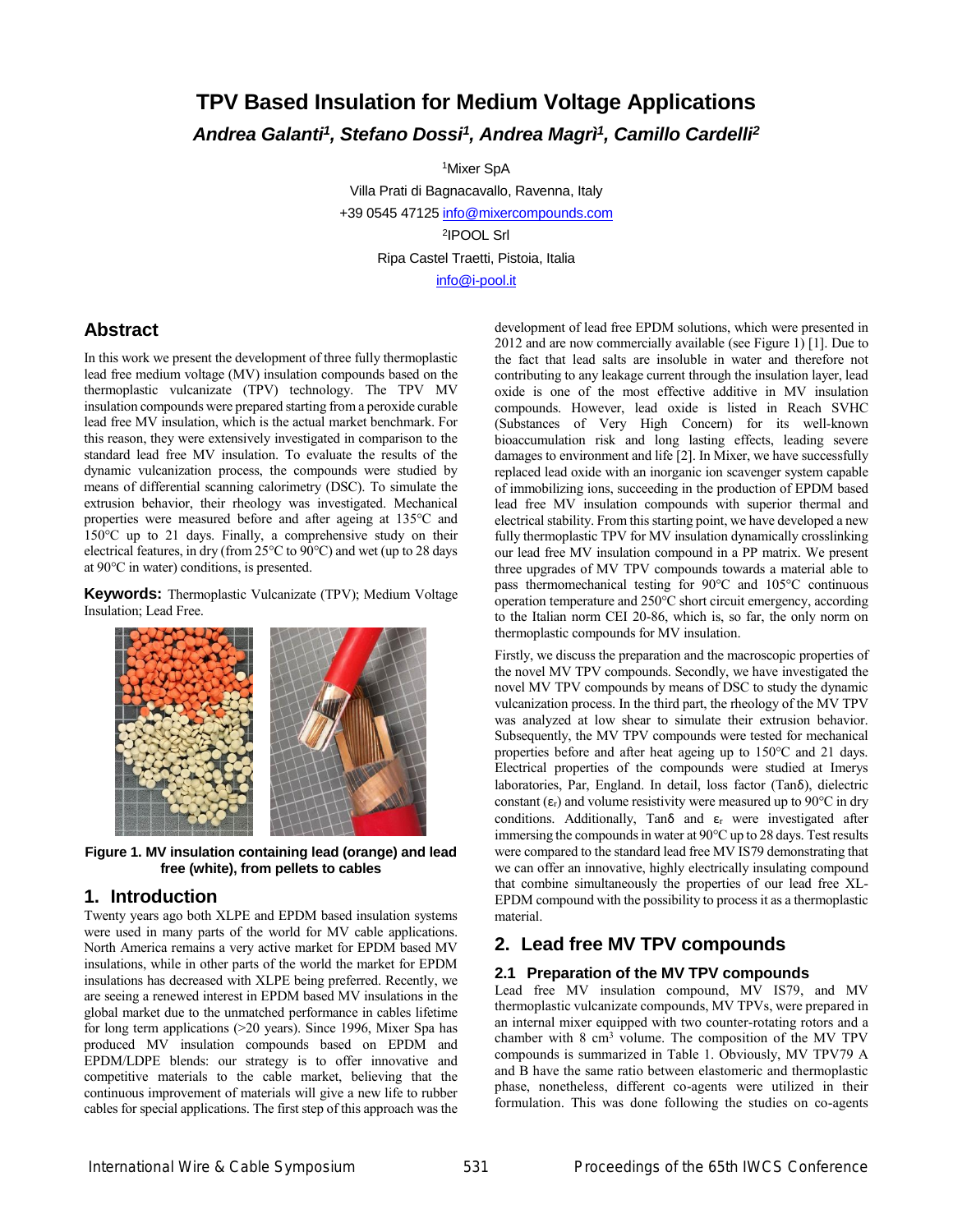# TPV Based Insulation for Medium Voltage Applications

***Andrea Galanti[1], Stefano Dossi[1], Andrea Magrì[1], Camillo Cardelli[2]***

[1]Mixer SpA
Villa Prati di Bagnacavallo, Ravenna, Italy
+39 0545 47125 info@mixercompounds.com
[2]IPOOL Srl
Ripa Castel Traetti, Pistoia, Italia
info@i-pool.it

## Abstract

In this work we present the development of three fully thermoplastic lead free medium voltage (MV) insulation compounds based on the thermoplastic vulcanizate (TPV) technology. The TPV MV insulation compounds were prepared starting from a peroxide curable lead free MV insulation, which is the actual market benchmark. For this reason, they were extensively investigated in comparison to the standard lead free MV insulation. To evaluate the results of the dynamic vulcanization process, the compounds were studied by means of differential scanning calorimetry (DSC). To simulate the extrusion behavior, their rheology was investigated. Mechanical properties were measured before and after ageing at 135°C and 150°C up to 21 days. Finally, a comprehensive study on their electrical features, in dry (from 25°C to 90°C) and wet (up to 28 days at 90°C in water) conditions, is presented.

**Keywords:** Thermoplastic Vulcanizate (TPV); Medium Voltage Insulation; Lead Free.

**Figure 1. MV insulation containing lead (orange) and lead free (white), from pellets to cables**

## 1. Introduction

Twenty years ago both XLPE and EPDM based insulation systems were used in many parts of the world for MV cable applications. North America remains a very active market for EPDM based MV insulations, while in other parts of the world the market for EPDM insulations has decreased with XLPE being preferred. Recently, we are seeing a renewed interest in EPDM based MV insulations in the global market due to the unmatched performance in cables lifetime for long term applications (>20 years). Since 1996, Mixer Spa has produced MV insulation compounds based on EPDM and EPDM/LDPE blends: our strategy is to offer innovative and competitive materials to the cable market, believing that the continuous improvement of materials will give a new life to rubber cables for special applications. The first step of this approach was the development of lead free EPDM solutions, which were presented in 2012 and are now commercially available (see Figure 1) [1]. Due to the fact that lead salts are insoluble in water and therefore not contributing to any leakage current through the insulation layer, lead oxide is one of the most effective additive in MV insulation compounds. However, lead oxide is listed in Reach SVHC (Substances of Very High Concern) for its well-known bioaccumulation risk and long lasting effects, leading severe damages to environment and life [2]. In Mixer, we have successfully replaced lead oxide with an inorganic ion scavenger system capable of immobilizing ions, succeeding in the production of EPDM based lead free MV insulation compounds with superior thermal and electrical stability. From this starting point, we have developed a new fully thermoplastic TPV for MV insulation dynamically crosslinking our lead free MV insulation compound in a PP matrix. We present three upgrades of MV TPV compounds towards a material able to pass thermomechanical testing for 90°C and 105°C continuous operation temperature and 250°C short circuit emergency, according to the Italian norm CEI 20-86, which is, so far, the only norm on thermoplastic compounds for MV insulation.

Firstly, we discuss the preparation and the macroscopic properties of the novel MV TPV compounds. Secondly, we have investigated the novel MV TPV compounds by means of DSC to study the dynamic vulcanization process. In the third part, the rheology of the MV TPV was analyzed at low shear to simulate their extrusion behavior. Subsequently, the MV TPV compounds were tested for mechanical properties before and after heat ageing up to 150°C and 21 days. Electrical properties of the compounds were studied at Imerys laboratories, Par, England. In detail, loss factor (Tanδ), dielectric constant ($\varepsilon_r$) and volume resistivity were measured up to 90°C in dry conditions. Additionally, Tanδ and $\varepsilon_r$ were investigated after immersing the compounds in water at 90°C up to 28 days. Test results were compared to the standard lead free MV IS79 demonstrating that we can offer an innovative, highly electrically insulating compound that combine simultaneously the properties of our lead free XL-EPDM compound with the possibility to process it as a thermoplastic material.

## 2. Lead free MV TPV compounds

### 2.1 Preparation of the MV TPV compounds

Lead free MV insulation compound, MV IS79, and MV thermoplastic vulcanizate compounds, MV TPVs, were prepared in an internal mixer equipped with two counter-rotating rotors and a chamber with 8 cm³ volume. The composition of the MV TPV compounds is summarized in Table 1. Obviously, MV TPV79 A and B have the same ratio between elastomeric and thermoplastic phase, nonetheless, different co-agents were utilized in their formulation. This was done following the studies on co-agents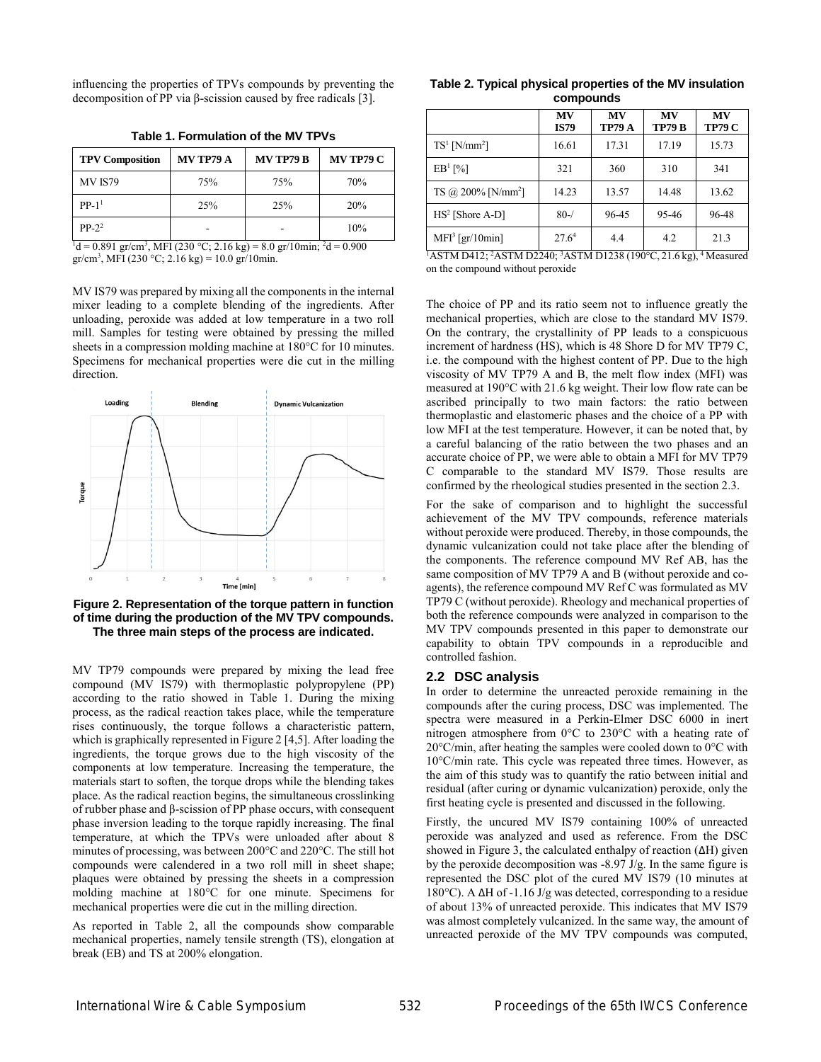influencing the properties of TPVs compounds by preventing the decomposition of PP via β-scission caused by free radicals [3].

**Table 1. Formulation of the MV TPVs**

| TPV Composition | MV TP79 A | MV TP79 B | MV TP79 C |
|---|---|---|---|
| MV IS79 | 75% | 75% | 70% |
| PP-1[1] | 25% | 25% | 20% |
| PP-2[2] | - | - | 10% |

[1]d = 0.891 gr/cm$^3$, MFI (230 °C; 2.16 kg) = 8.0 gr/10min; [2]d = 0.900 gr/cm$^3$, MFI (230 °C; 2.16 kg) = 10.0 gr/10min.

MV IS79 was prepared by mixing all the components in the internal mixer leading to a complete blending of the ingredients. After unloading, peroxide was added at low temperature in a two roll mill. Samples for testing were obtained by pressing the milled sheets in a compression molding machine at 180°C for 10 minutes. Specimens for mechanical properties were die cut in the milling direction.

**Figure 2. Representation of the torque pattern in function of time during the production of the MV TPV compounds. The three main steps of the process are indicated.**

MV TP79 compounds were prepared by mixing the lead free compound (MV IS79) with thermoplastic polypropylene (PP) according to the ratio showed in Table 1. During the mixing process, as the radical reaction takes place, while the temperature rises continuously, the torque follows a characteristic pattern, which is graphically represented in Figure 2 [4,5]. After loading the ingredients, the torque grows due to the high viscosity of the components at low temperature. Increasing the temperature, the materials start to soften, the torque drops while the blending takes place. As the radical reaction begins, the simultaneous crosslinking of rubber phase and β-scission of PP phase occurs, with consequent phase inversion leading to the torque rapidly increasing. The final temperature, at which the TPVs were unloaded after about 8 minutes of processing, was between 200°C and 220°C. The still hot compounds were calendered in a two roll mill in sheet shape; plaques were obtained by pressing the sheets in a compression molding machine at 180°C for one minute. Specimens for mechanical properties were die cut in the milling direction.

As reported in Table 2, all the compounds show comparable mechanical properties, namely tensile strength (TS), elongation at break (EB) and TS at 200% elongation.

**Table 2. Typical physical properties of the MV insulation compounds**

| | MV IS79 | MV TP79 A | MV TP79 B | MV TP79 C |
|---|---|---|---|---|
| TS[1] [N/mm$^2$] | 16.61 | 17.31 | 17.19 | 15.73 |
| EB[1] [%] | 321 | 360 | 310 | 341 |
| TS @ 200% [N/mm$^2$] | 14.23 | 13.57 | 14.48 | 13.62 |
| HS[2] [Shore A-D] | 80-/ | 96-45 | 95-46 | 96-48 |
| MFI[3] [gr/10min] | 27.6[4] | 4.4 | 4.2 | 21.3 |

[1]ASTM D412; [2]ASTM D2240; [3]ASTM D1238 (190°C, 21.6 kg), [4] Measured on the compound without peroxide

The choice of PP and its ratio seem not to influence greatly the mechanical properties, which are close to the standard MV IS79. On the contrary, the crystallinity of PP leads to a conspicuous increment of hardness (HS), which is 48 Shore D for MV TP79 C, i.e. the compound with the highest content of PP. Due to the high viscosity of MV TP79 A and B, the melt flow index (MFI) was measured at 190°C with 21.6 kg weight. Their low flow rate can be ascribed principally to two main factors: the ratio between thermoplastic and elastomeric phases and the choice of a PP with low MFI at the test temperature. However, it can be noted that, by a careful balancing of the ratio between the two phases and an accurate choice of PP, we were able to obtain a MFI for MV TP79 C comparable to the standard MV IS79. Those results are confirmed by the rheological studies presented in the section 2.3.

For the sake of comparison and to highlight the successful achievement of the MV TPV compounds, reference materials without peroxide were produced. Thereby, in those compounds, the dynamic vulcanization could not take place after the blending of the components. The reference compound MV Ref AB, has the same composition of MV TP79 A and B (without peroxide and co-agents), the reference compound MV Ref C was formulated as MV TP79 C (without peroxide). Rheology and mechanical properties of both the reference compounds were analyzed in comparison to the MV TPV compounds presented in this paper to demonstrate our capability to obtain TPV compounds in a reproducible and controlled fashion.

## 2.2 DSC analysis

In order to determine the unreacted peroxide remaining in the compounds after the curing process, DSC was implemented. The spectra were measured in a Perkin-Elmer DSC 6000 in inert nitrogen atmosphere from 0°C to 230°C with a heating rate of 20°C/min, after heating the samples were cooled down to 0°C with 10°C/min rate. This cycle was repeated three times. However, as the aim of this study was to quantify the ratio between initial and residual (after curing or dynamic vulcanization) peroxide, only the first heating cycle is presented and discussed in the following.

Firstly, the uncured MV IS79 containing 100% of unreacted peroxide was analyzed and used as reference. From the DSC showed in Figure 3, the calculated enthalpy of reaction (ΔH) given by the peroxide decomposition was -8.97 J/g. In the same figure is represented the DSC plot of the cured MV IS79 (10 minutes at 180°C). A ΔH of -1.16 J/g was detected, corresponding to a residue of about 13% of unreacted peroxide. This indicates that MV IS79 was almost completely vulcanized. In the same way, the amount of unreacted peroxide of the MV TPV compounds was computed,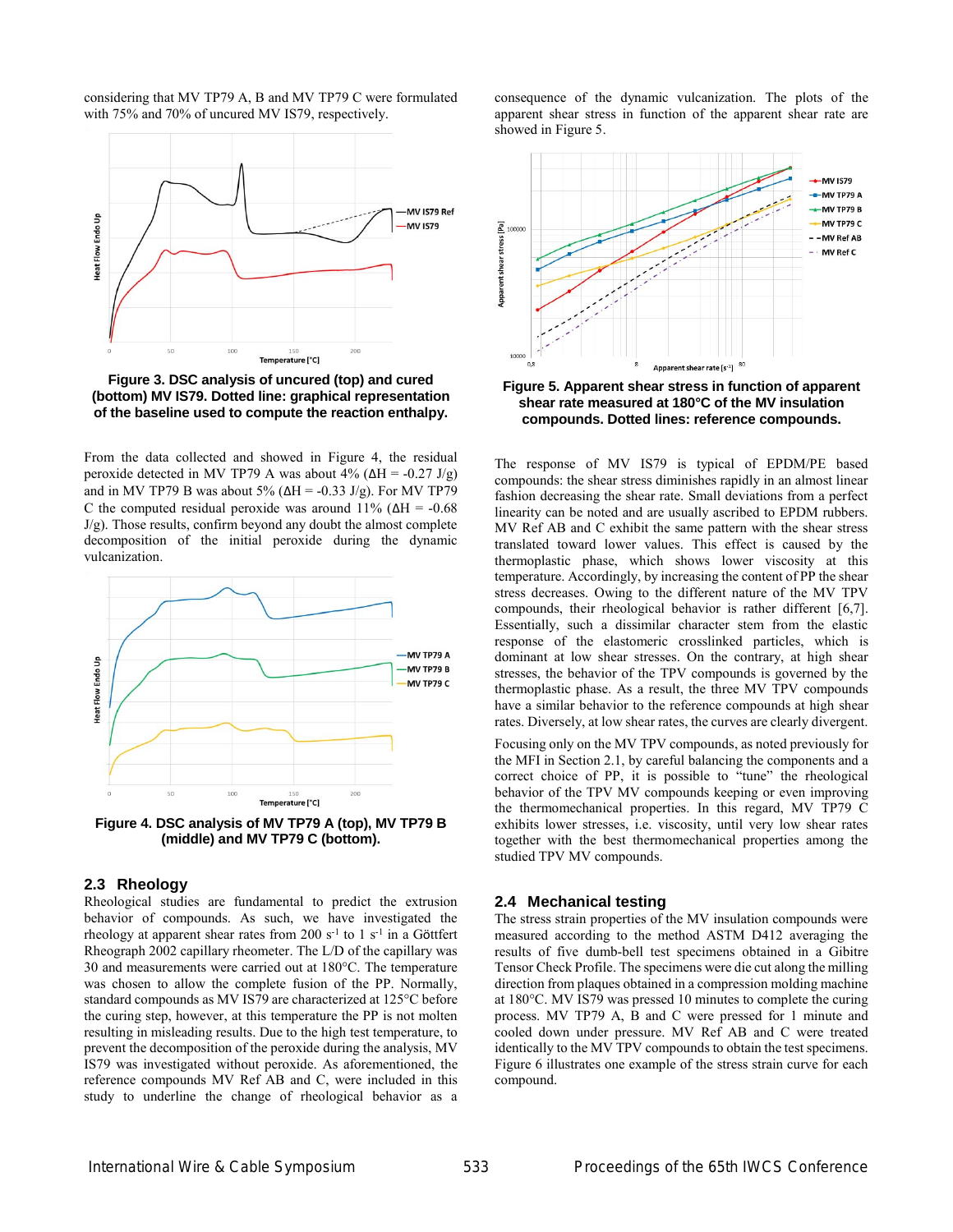considering that MV TP79 A, B and MV TP79 C were formulated with 75% and 70% of uncured MV IS79, respectively.

**Figure 3. DSC analysis of uncured (top) and cured (bottom) MV IS79. Dotted line: graphical representation of the baseline used to compute the reaction enthalpy.**

From the data collected and showed in Figure 4, the residual peroxide detected in MV TP79 A was about 4% (ΔH = -0.27 J/g) and in MV TP79 B was about 5% (ΔH = -0.33 J/g). For MV TP79 C the computed residual peroxide was around 11% (ΔH = -0.68 J/g). Those results, confirm beyond any doubt the almost complete decomposition of the initial peroxide during the dynamic vulcanization.

**Figure 4. DSC analysis of MV TP79 A (top), MV TP79 B (middle) and MV TP79 C (bottom).**

## 2.3 Rheology

Rheological studies are fundamental to predict the extrusion behavior of compounds. As such, we have investigated the rheology at apparent shear rates from 200 $s^{-1}$ to 1 $s^{-1}$ in a Göttfert Rheograph 2002 capillary rheometer. The L/D of the capillary was 30 and measurements were carried out at 180°C. The temperature was chosen to allow the complete fusion of the PP. Normally, standard compounds as MV IS79 are characterized at 125°C before the curing step, however, at this temperature the PP is not molten resulting in misleading results. Due to the high test temperature, to prevent the decomposition of the peroxide during the analysis, MV IS79 was investigated without peroxide. As aforementioned, the reference compounds MV Ref AB and C, were included in this study to underline the change of rheological behavior as a consequence of the dynamic vulcanization. The plots of the apparent shear stress in function of the apparent shear rate are showed in Figure 5.

**Figure 5. Apparent shear stress in function of apparent shear rate measured at 180°C of the MV insulation compounds. Dotted lines: reference compounds.**

The response of MV IS79 is typical of EPDM/PE based compounds: the shear stress diminishes rapidly in an almost linear fashion decreasing the shear rate. Small deviations from a perfect linearity can be noted and are usually ascribed to EPDM rubbers. MV Ref AB and C exhibit the same pattern with the shear stress translated toward lower values. This effect is caused by the thermoplastic phase, which shows lower viscosity at this temperature. Accordingly, by increasing the content of PP the shear stress decreases. Owing to the different nature of the MV TPV compounds, their rheological behavior is rather different [6,7]. Essentially, such a dissimilar character stem from the elastic response of the elastomeric crosslinked particles, which is dominant at low shear stresses. On the contrary, at high shear stresses, the behavior of the TPV compounds is governed by the thermoplastic phase. As a result, the three MV TPV compounds have a similar behavior to the reference compounds at high shear rates. Diversely, at low shear rates, the curves are clearly divergent.

Focusing only on the MV TPV compounds, as noted previously for the MFI in Section 2.1, by careful balancing the components and a correct choice of PP, it is possible to "tune" the rheological behavior of the TPV MV compounds keeping or even improving the thermomechanical properties. In this regard, MV TP79 C exhibits lower stresses, i.e. viscosity, until very low shear rates together with the best thermomechanical properties among the studied TPV MV compounds.

## 2.4 Mechanical testing

The stress strain properties of the MV insulation compounds were measured according to the method ASTM D412 averaging the results of five dumb-bell test specimens obtained in a Gibitre Tensor Check Profile. The specimens were die cut along the milling direction from plaques obtained in a compression molding machine at 180°C. MV IS79 was pressed 10 minutes to complete the curing process. MV TP79 A, B and C were pressed for 1 minute and cooled down under pressure. MV Ref AB and C were treated identically to the MV TPV compounds to obtain the test specimens. Figure 6 illustrates one example of the stress strain curve for each compound.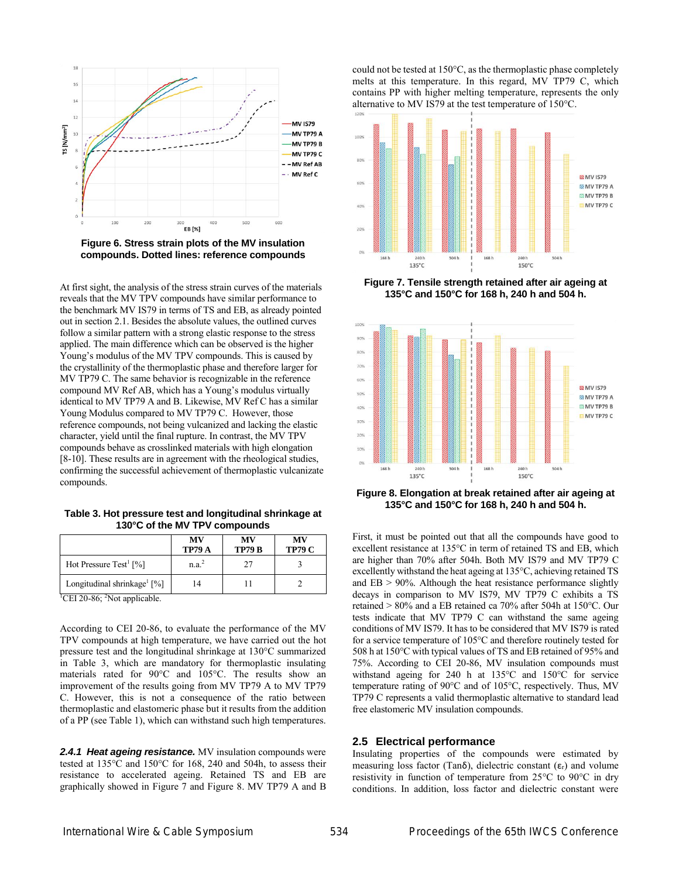Figure 6. Stress strain plots of the MV insulation compounds. Dotted lines: reference compounds

At first sight, the analysis of the stress strain curves of the materials reveals that the MV TPV compounds have similar performance to the benchmark MV IS79 in terms of TS and EB, as already pointed out in section 2.1. Besides the absolute values, the outlined curves follow a similar pattern with a strong elastic response to the stress applied. The main difference which can be observed is the higher Young's modulus of the MV TPV compounds. This is caused by the crystallinity of the thermoplastic phase and therefore larger for MV TP79 C. The same behavior is recognizable in the reference compound MV Ref AB, which has a Young's modulus virtually identical to MV TP79 A and B. Likewise, MV Ref C has a similar Young Modulus compared to MV TP79 C. However, those reference compounds, not being vulcanized and lacking the elastic character, yield until the final rupture. In contrast, the MV TPV compounds behave as crosslinked materials with high elongation [8-10]. These results are in agreement with the rheological studies, confirming the successful achievement of thermoplastic vulcanizate compounds.

Table 3. Hot pressure test and longitudinal shrinkage at 130°C of the MV TPV compounds

| | MV TP79 A | MV TP79 B | MV TP79 C |
|---|---|---|---|
| Hot Pressure Test[1] [%] | n.a.[2] | 27 | 3 |
| Longitudinal shrinkage[1] [%] | 14 | 11 | 2 |

[1]CEI 20-86; [2]Not applicable.

According to CEI 20-86, to evaluate the performance of the MV TPV compounds at high temperature, we have carried out the hot pressure test and the longitudinal shrinkage at 130°C summarized in Table 3, which are mandatory for thermoplastic insulating materials rated for 90°C and 105°C. The results show an improvement of the results going from MV TP79 A to MV TP79 C. However, this is not a consequence of the ratio between thermoplastic and elastomeric phase but it results from the addition of a PP (see Table 1), which can withstand such high temperatures.

***2.4.1 Heat ageing resistance.*** MV insulation compounds were tested at 135°C and 150°C for 168, 240 and 504h, to assess their resistance to accelerated ageing. Retained TS and EB are graphically showed in Figure 7 and Figure 8. MV TP79 A and B could not be tested at 150°C, as the thermoplastic phase completely melts at this temperature. In this regard, MV TP79 C, which contains PP with higher melting temperature, represents the only alternative to MV IS79 at the test temperature of 150°C.

Figure 7. Tensile strength retained after air ageing at 135°C and 150°C for 168 h, 240 h and 504 h.

Figure 8. Elongation at break retained after air ageing at 135°C and 150°C for 168 h, 240 h and 504 h.

First, it must be pointed out that all the compounds have good to excellent resistance at 135°C in term of retained TS and EB, which are higher than 70% after 504h. Both MV IS79 and MV TP79 C excellently withstand the heat ageing at 135°C, achieving retained TS and EB > 90%. Although the heat resistance performance slightly decays in comparison to MV IS79, MV TP79 C exhibits a TS retained > 80% and a EB retained ca 70% after 504h at 150°C. Our tests indicate that MV TP79 C can withstand the same ageing conditions of MV IS79. It has to be considered that MV IS79 is rated for a service temperature of 105°C and therefore routinely tested for 508 h at 150°C with typical values of TS and EB retained of 95% and 75%. According to CEI 20-86, MV insulation compounds must withstand ageing for 240 h at 135°C and 150°C for service temperature rating of 90°C and of 105°C, respectively. Thus, MV TP79 C represents a valid thermoplastic alternative to standard lead free elastomeric MV insulation compounds.

## 2.5 Electrical performance

Insulating properties of the compounds were estimated by measuring loss factor (Tanδ), dielectric constant ($\varepsilon_r$) and volume resistivity in function of temperature from 25°C to 90°C in dry conditions. In addition, loss factor and dielectric constant were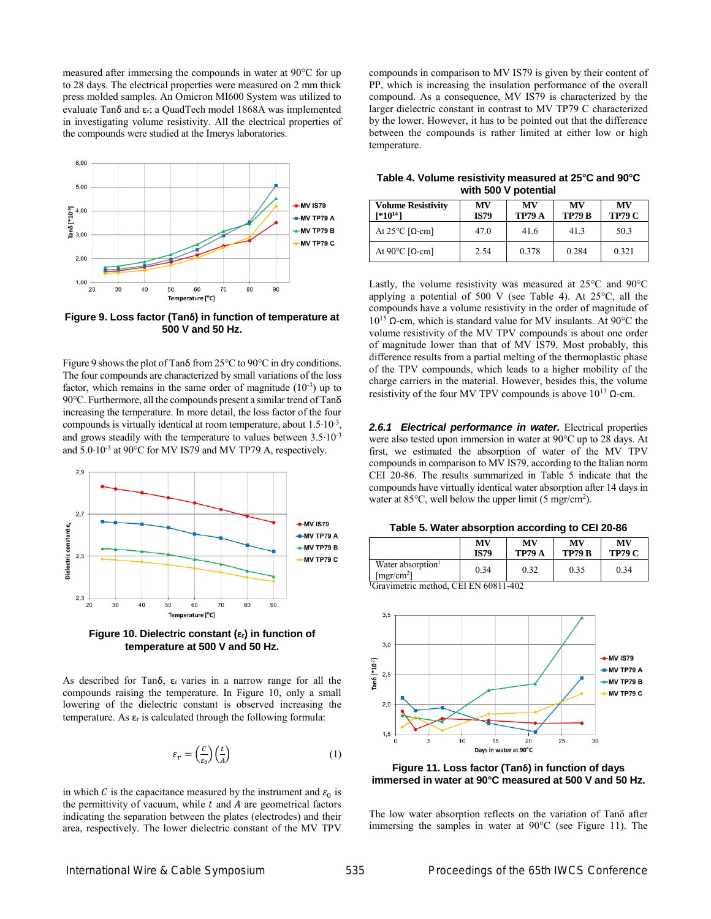measured after immersing the compounds in water at 90°C for up to 28 days. The electrical properties were measured on 2 mm thick press molded samples. An Omicron MI600 System was utilized to evaluate Tanδ and $\varepsilon_r$; a QuadTech model 1868A was implemented in investigating volume resistivity. All the electrical properties of the compounds were studied at the Imerys laboratories.

**Figure 9. Loss factor (Tanδ) in function of temperature at 500 V and 50 Hz.**

Figure 9 shows the plot of Tanδ from 25°C to 90°C in dry conditions. The four compounds are characterized by small variations of the loss factor, which remains in the same order of magnitude ($10^{-3}$) up to 90°C. Furthermore, all the compounds present a similar trend of Tanδ increasing the temperature. In more detail, the loss factor of the four compounds is virtually identical at room temperature, about $1.5 \cdot 10^{-3}$, and grows steadily with the temperature to values between $3.5 \cdot 10^{-3}$ and $5.0 \cdot 10^{-3}$ at 90°C for MV IS79 and MV TP79 A, respectively.

**Figure 10. Dielectric constant ($\varepsilon_r$) in function of temperature at 500 V and 50 Hz.**

As described for Tanδ, $\varepsilon_r$ varies in a narrow range for all the compounds raising the temperature. In Figure 10, only a small lowering of the dielectric constant is observed increasing the temperature. As $\varepsilon_r$ is calculated through the following formula:

$$\varepsilon_r = \left(\frac{C}{\varepsilon_0}\right)\left(\frac{t}{A}\right) \quad (1)$$

in which $C$ is the capacitance measured by the instrument and $\varepsilon_0$ is the permittivity of vacuum, while $t$ and $A$ are geometrical factors indicating the separation between the plates (electrodes) and their area, respectively. The lower dielectric constant of the MV TPV compounds in comparison to MV IS79 is given by their content of PP, which is increasing the insulation performance of the overall compound. As a consequence, MV IS79 is characterized by the larger dielectric constant in contrast to MV TP79 C characterized by the lower. However, it has to be pointed out that the difference between the compounds is rather limited at either low or high temperature.

**Table 4. Volume resistivity measured at 25°C and 90°C with 500 V potential**

| Volume Resistivity [*$10^{14}$] | MV IS79 | MV TP79 A | MV TP79 B | MV TP79 C |
|---|---|---|---|---|
| At 25°C [Ω-cm] | 47.0 | 41.6 | 41.3 | 50.3 |
| At 90°C [Ω-cm] | 2.54 | 0.378 | 0.284 | 0.321 |

Lastly, the volume resistivity was measured at 25°C and 90°C applying a potential of 500 V (see Table 4). At 25°C, all the compounds have a volume resistivity in the order of magnitude of $10^{15}$ Ω-cm, which is standard value for MV insulants. At 90°C the volume resistivity of the MV TPV compounds is about one order of magnitude lower than that of MV IS79. Most probably, this difference results from a partial melting of the thermoplastic phase of the TPV compounds, which leads to a higher mobility of the charge carriers in the material. However, besides this, the volume resistivity of the four MV TPV compounds is above $10^{13}$ Ω-cm.

***2.6.1 Electrical performance in water.*** Electrical properties were also tested upon immersion in water at 90°C up to 28 days. At first, we estimated the absorption of water of the MV TPV compounds in comparison to MV IS79, according to the Italian norm CEI 20-86. The results summarized in Table 5 indicate that the compounds have virtually identical water absorption after 14 days in water at 85°C, well below the upper limit (5 mgr/cm$^2$).

**Table 5. Water absorption according to CEI 20-86**

| | MV IS79 | MV TP79 A | MV TP79 B | MV TP79 C |
|---|---|---|---|---|
| Water absorption[1] [mgr/cm$^2$] | 0.34 | 0.32 | 0.35 | 0.34 |

[1]Gravimetric method, CEI EN 60811-402

**Figure 11. Loss factor (Tanδ) in function of days immersed in water at 90°C measured at 500 V and 50 Hz.**

The low water absorption reflects on the variation of Tanδ after immersing the samples in water at 90°C (see Figure 11). The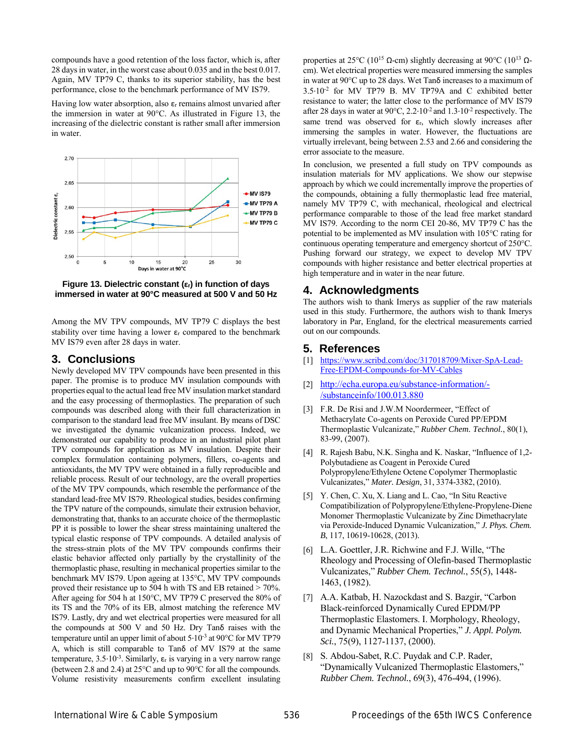compounds have a good retention of the loss factor, which is, after 28 days in water, in the worst case about 0.035 and in the best 0.017. Again, MV TP79 C, thanks to its superior stability, has the best performance, close to the benchmark performance of MV IS79.

Having low water absorption, also $\varepsilon_r$ remains almost unvaried after the immersion in water at 90°C. As illustrated in Figure 13, the increasing of the dielectric constant is rather small after immersion in water.

**Figure 13. Dielectric constant ($\varepsilon_r$) in function of days immersed in water at 90°C measured at 500 V and 50 Hz**

Among the MV TPV compounds, MV TP79 C displays the best stability over time having a lower $\varepsilon_r$ compared to the benchmark MV IS79 even after 28 days in water.

## 3. Conclusions

Newly developed MV TPV compounds have been presented in this paper. The promise is to produce MV insulation compounds with properties equal to the actual lead free MV insulation market standard and the easy processing of thermoplastics. The preparation of such compounds was described along with their full characterization in comparison to the standard lead free MV insulant. By means of DSC we investigated the dynamic vulcanization process. Indeed, we demonstrated our capability to produce in an industrial pilot plant TPV compounds for application as MV insulation. Despite their complex formulation containing polymers, fillers, co-agents and antioxidants, the MV TPV were obtained in a fully reproducible and reliable process. Result of our technology, are the overall properties of the MV TPV compounds, which resemble the performance of the standard lead-free MV IS79. Rheological studies, besides confirming the TPV nature of the compounds, simulate their extrusion behavior, demonstrating that, thanks to an accurate choice of the thermoplastic PP it is possible to lower the shear stress maintaining unaltered the typical elastic response of TPV compounds. A detailed analysis of the stress-strain plots of the MV TPV compounds confirms their elastic behavior affected only partially by the crystallinity of the thermoplastic phase, resulting in mechanical properties similar to the benchmark MV IS79. Upon ageing at 135°C, MV TPV compounds proved their resistance up to 504 h with TS and EB retained > 70%. After ageing for 504 h at 150°C, MV TP79 C preserved the 80% of its TS and the 70% of its EB, almost matching the reference MV IS79. Lastly, dry and wet electrical properties were measured for all the compounds at 500 V and 50 Hz. Dry Tanδ raises with the temperature until an upper limit of about $5{\cdot}10^{-3}$ at 90°C for MV TP79 A, which is still comparable to Tanδ of MV IS79 at the same temperature, $3.5{\cdot}10^{-3}$. Similarly, $\varepsilon_r$ is varying in a very narrow range (between 2.8 and 2.4) at 25°C and up to 90°C for all the compounds. Volume resistivity measurements confirm excellent insulating properties at 25°C ($10^{15}$ Ω-cm) slightly decreasing at 90°C ($10^{13}$ Ω-cm). Wet electrical properties were measured immersing the samples in water at 90°C up to 28 days. Wet Tanδ increases to a maximum of $3.5{\cdot}10^{-2}$ for MV TP79 B. MV TP79A and C exhibited better resistance to water; the latter close to the performance of MV IS79 after 28 days in water at 90°C, $2.2{\cdot}10^{-2}$ and $1.3{\cdot}10^{-2}$ respectively. The same trend was observed for $\varepsilon_r$, which slowly increases after immersing the samples in water. However, the fluctuations are virtually irrelevant, being between 2.53 and 2.66 and considering the error associate to the measure.

In conclusion, we presented a full study on TPV compounds as insulation materials for MV applications. We show our stepwise approach by which we could incrementally improve the properties of the compounds, obtaining a fully thermoplastic lead free material, namely MV TP79 C, with mechanical, rheological and electrical performance comparable to those of the lead free market standard MV IS79. According to the norm CEI 20-86, MV TP79 C has the potential to be implemented as MV insulation with 105°C rating for continuous operating temperature and emergency shortcut of 250°C. Pushing forward our strategy, we expect to develop MV TPV compounds with higher resistance and better electrical properties at high temperature and in water in the near future.

## 4. Acknowledgments

The authors wish to thank Imerys as supplier of the raw materials used in this study. Furthermore, the authors wish to thank Imerys laboratory in Par, England, for the electrical measurements carried out on our compounds.

## 5. References

[1] https://www.scribd.com/doc/317018709/Mixer-SpA-Lead-Free-EPDM-Compounds-for-MV-Cables

[2] http://echa.europa.eu/substance-information/-/substanceinfo/100.013.880

[3] F.R. De Risi and J.W.M Noordermeer, "Effect of Methacrylate Co-agents on Peroxide Cured PP/EPDM Thermoplastic Vulcanizate," *Rubber Chem. Technol.*, 80(1), 83-99, (2007).

[4] R. Rajesh Babu, N.K. Singha and K. Naskar, "Influence of 1,2-Polybutadiene as Coagent in Peroxide Cured Polypropylene/Ethylene Octene Copolymer Thermoplastic Vulcanizates," *Mater. Design*, 31, 3374-3382, (2010).

[5] Y. Chen, C. Xu, X. Liang and L. Cao, "In Situ Reactive Compatibilization of Polypropylene/Ethylene-Propylene-Diene Monomer Thermoplastic Vulcanizate by Zinc Dimethacrylate via Peroxide-Induced Dynamic Vulcanization," *J. Phys. Chem. B*, 117, 10619-10628, (2013).

[6] L.A. Goettler, J.R. Richwine and F.J. Wille, "The Rheology and Processing of Olefin-based Thermoplastic Vulcanizates," *Rubber Chem. Technol.*, 55(5), 1448-1463, (1982).

[7] A.A. Katbab, H. Nazockdast and S. Bazgir, "Carbon Black-reinforced Dynamically Cured EPDM/PP Thermoplastic Elastomers. I. Morphology, Rheology, and Dynamic Mechanical Properties," *J. Appl. Polym. Sci.*, 75(9), 1127-1137, (2000).

[8] S. Abdou-Sabet, R.C. Puydak and C.P. Rader, "Dynamically Vulcanized Thermoplastic Elastomers," *Rubber Chem. Technol.*, 69(3), 476-494, (1996).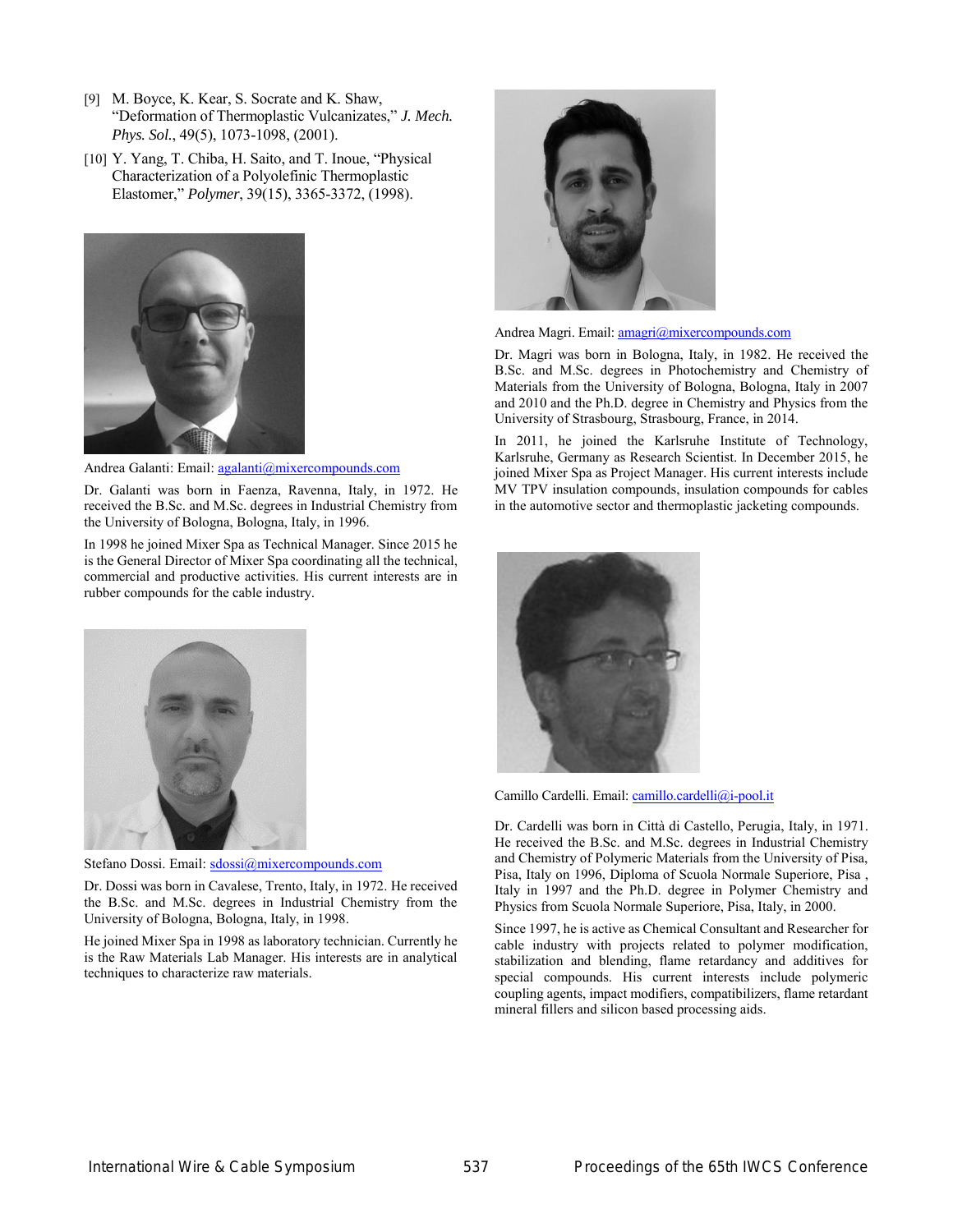[9] M. Boyce, K. Kear, S. Socrate and K. Shaw, "Deformation of Thermoplastic Vulcanizates," *J. Mech. Phys. Sol.*, 49(5), 1073-1098, (2001).

[10] Y. Yang, T. Chiba, H. Saito, and T. Inoue, "Physical Characterization of a Polyolefinic Thermoplastic Elastomer," *Polymer*, 39(15), 3365-3372, (1998).

Andrea Galanti: Email: agalanti@mixercompounds.com

Dr. Galanti was born in Faenza, Ravenna, Italy, in 1972. He received the B.Sc. and M.Sc. degrees in Industrial Chemistry from the University of Bologna, Bologna, Italy, in 1996.

In 1998 he joined Mixer Spa as Technical Manager. Since 2015 he is the General Director of Mixer Spa coordinating all the technical, commercial and productive activities. His current interests are in rubber compounds for the cable industry.

Stefano Dossi. Email: sdossi@mixercompounds.com

Dr. Dossi was born in Cavalese, Trento, Italy, in 1972. He received the B.Sc. and M.Sc. degrees in Industrial Chemistry from the University of Bologna, Bologna, Italy, in 1998.

He joined Mixer Spa in 1998 as laboratory technician. Currently he is the Raw Materials Lab Manager. His interests are in analytical techniques to characterize raw materials.

Andrea Magri. Email: amagri@mixercompounds.com

Dr. Magri was born in Bologna, Italy, in 1982. He received the B.Sc. and M.Sc. degrees in Photochemistry and Chemistry of Materials from the University of Bologna, Bologna, Italy in 2007 and 2010 and the Ph.D. degree in Chemistry and Physics from the University of Strasbourg, Strasbourg, France, in 2014.

In 2011, he joined the Karlsruhe Institute of Technology, Karlsruhe, Germany as Research Scientist. In December 2015, he joined Mixer Spa as Project Manager. His current interests include MV TPV insulation compounds, insulation compounds for cables in the automotive sector and thermoplastic jacketing compounds.

Camillo Cardelli. Email: camillo.cardelli@i-pool.it

Dr. Cardelli was born in Città di Castello, Perugia, Italy, in 1971. He received the B.Sc. and M.Sc. degrees in Industrial Chemistry and Chemistry of Polymeric Materials from the University of Pisa, Pisa, Italy on 1996, Diploma of Scuola Normale Superiore, Pisa , Italy in 1997 and the Ph.D. degree in Polymer Chemistry and Physics from Scuola Normale Superiore, Pisa, Italy, in 2000.

Since 1997, he is active as Chemical Consultant and Researcher for cable industry with projects related to polymer modification, stabilization and blending, flame retardancy and additives for special compounds. His current interests include polymeric coupling agents, impact modifiers, compatibilizers, flame retardant mineral fillers and silicon based processing aids.